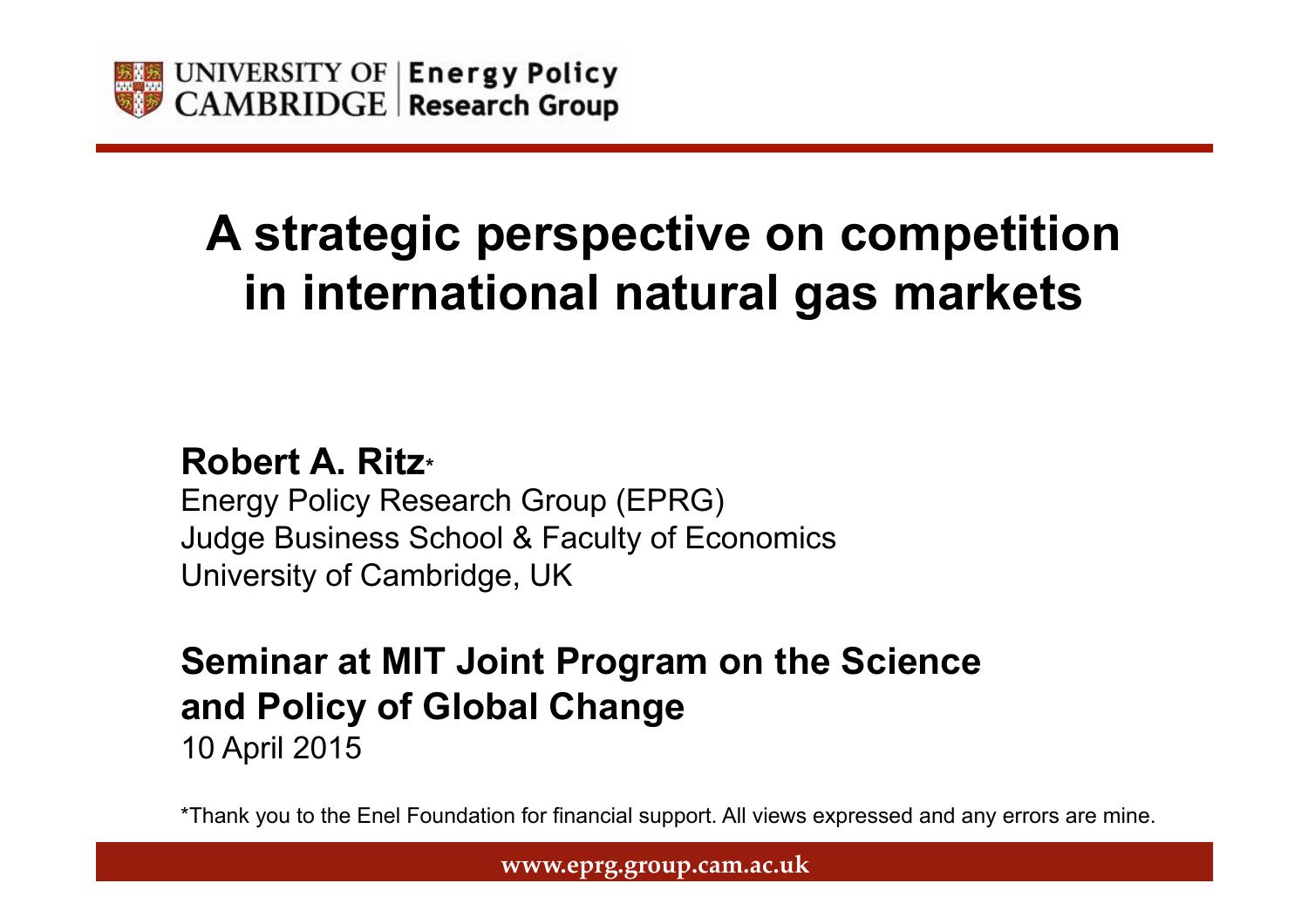UNIVERSITY OF CAMBRIDGE | Energy Policy Research Group

# A strategic perspective on competition in international natural gas markets

**Robert A. Ritz***
Energy Policy Research Group (EPRG)
Judge Business School & Faculty of Economics
University of Cambridge, UK

**Seminar at MIT Joint Program on the Science and Policy of Global Change**
10 April 2015

*Thank you to the Enel Foundation for financial support. All views expressed and any errors are mine.

www.eprg.group.cam.ac.uk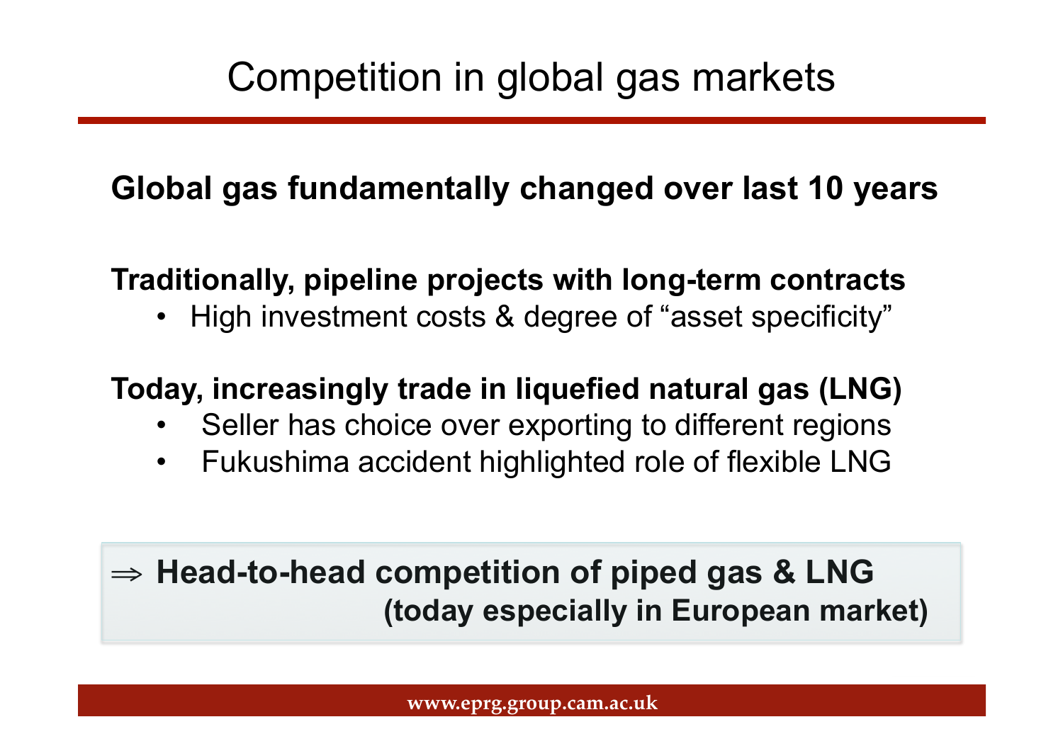# Competition in global gas markets

**Global gas fundamentally changed over last 10 years**

**Traditionally, pipeline projects with long-term contracts**

- High investment costs & degree of "asset specificity"

**Today, increasingly trade in liquefied natural gas (LNG)**

- Seller has choice over exporting to different regions
- Fukushima accident highlighted role of flexible LNG

**⇒ Head-to-head competition of piped gas & LNG (today especially in European market)**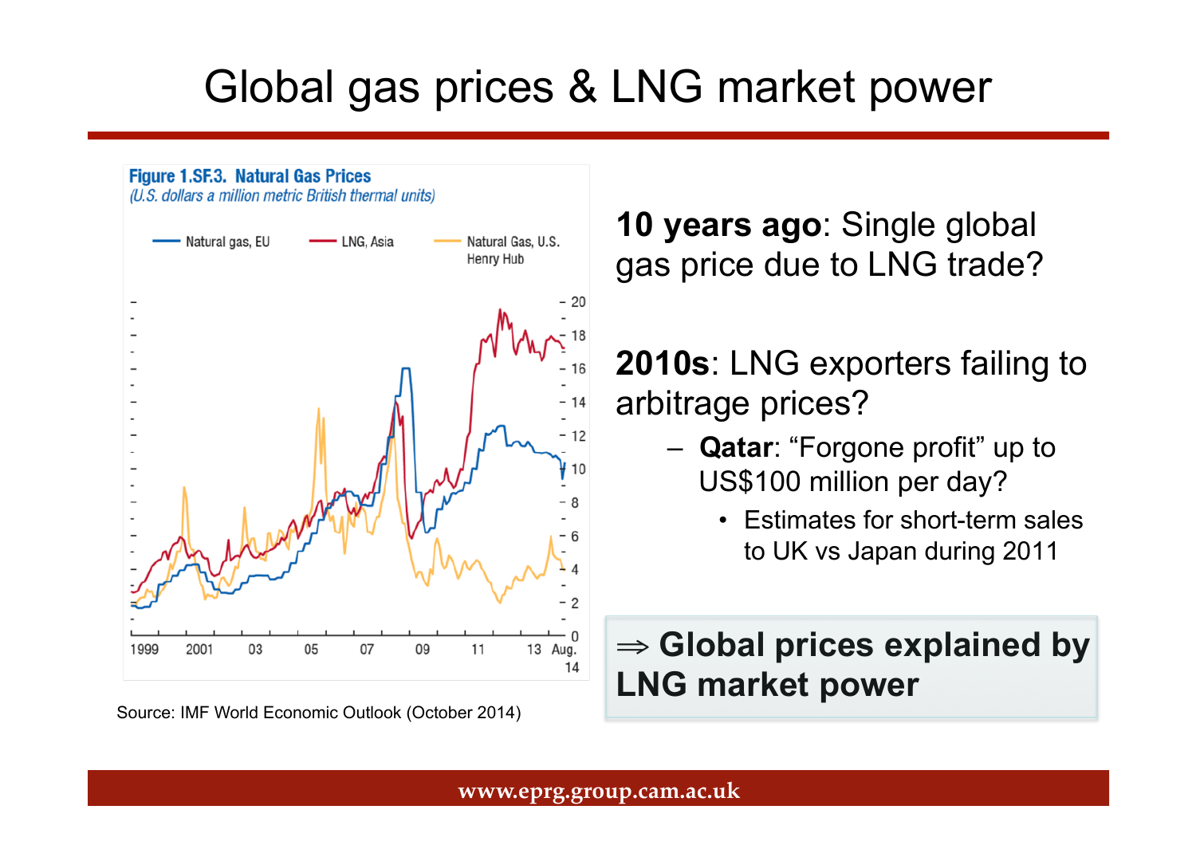# Global gas prices & LNG market power

**Figure 1.SF.3. Natural Gas Prices**
*(U.S. dollars a million metric British thermal units)*

Natural gas, EU — LNG, Asia — Natural Gas, U.S. Henry Hub

Source: IMF World Economic Outlook (October 2014)

**10 years ago**: Single global gas price due to LNG trade?

**2010s**: LNG exporters failing to arbitrage prices?

- **Qatar**: "Forgone profit" up to US$100 million per day?
  - Estimates for short-term sales to UK vs Japan during 2011

**⇒ Global prices explained by LNG market power**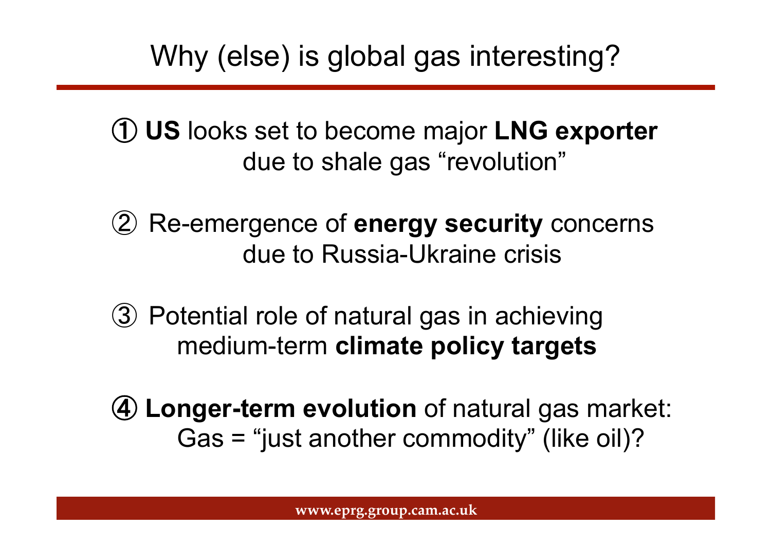# Why (else) is global gas interesting?

① **US** looks set to become major **LNG exporter** due to shale gas "revolution"

② Re-emergence of **energy security** concerns due to Russia-Ukraine crisis

③ Potential role of natural gas in achieving medium-term **climate policy targets**

④ **Longer-term evolution** of natural gas market: Gas = "just another commodity" (like oil)?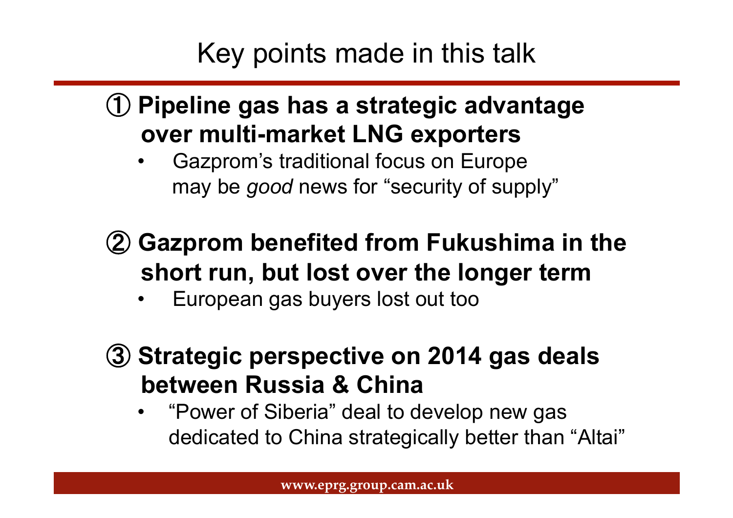# Key points made in this talk

**① Pipeline gas has a strategic advantage over multi-market LNG exporters**

- Gazprom's traditional focus on Europe may be *good* news for "security of supply"

**② Gazprom benefited from Fukushima in the short run, but lost over the longer term**

- European gas buyers lost out too

**③ Strategic perspective on 2014 gas deals between Russia & China**

- "Power of Siberia" deal to develop new gas dedicated to China strategically better than "Altai"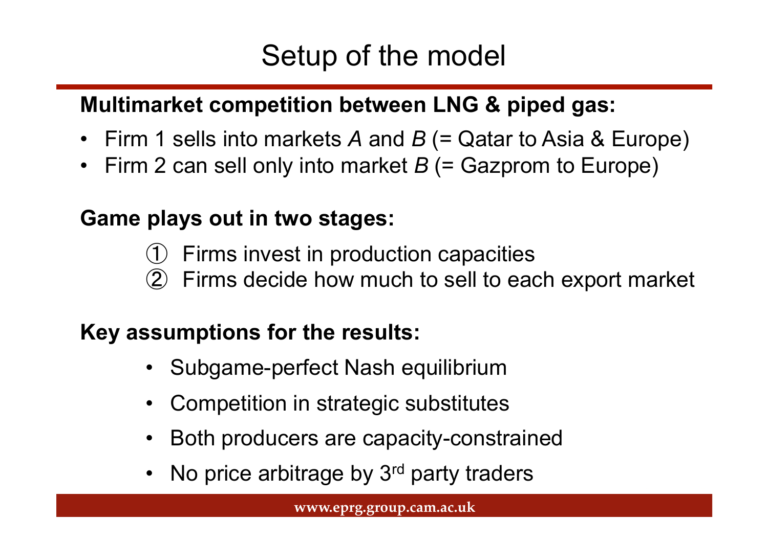# Setup of the model

**Multimarket competition between LNG & piped gas:**

- Firm 1 sells into markets *A* and *B* (= Qatar to Asia & Europe)
- Firm 2 can sell only into market *B* (= Gazprom to Europe)

**Game plays out in two stages:**

① Firms invest in production capacities
② Firms decide how much to sell to each export market

**Key assumptions for the results:**

- Subgame-perfect Nash equilibrium
- Competition in strategic substitutes
- Both producers are capacity-constrained
- No price arbitrage by 3rd party traders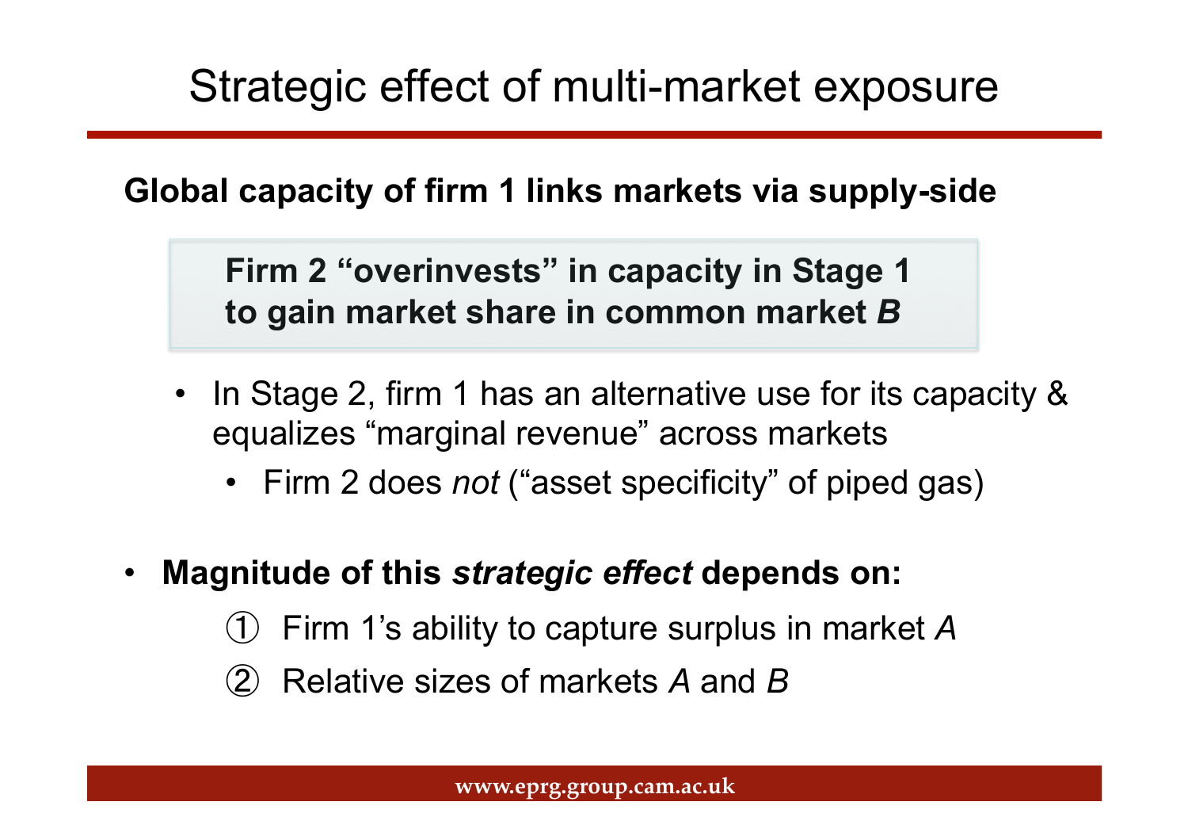# Strategic effect of multi-market exposure

**Global capacity of firm 1 links markets via supply-side**

> **Firm 2 "overinvests" in capacity in Stage 1 to gain market share in common market *B***

- In Stage 2, firm 1 has an alternative use for its capacity & equalizes "marginal revenue" across markets
  - Firm 2 does *not* ("asset specificity" of piped gas)

- **Magnitude of this *strategic effect* depends on:**
  1. Firm 1's ability to capture surplus in market *A*
  2. Relative sizes of markets *A* and *B*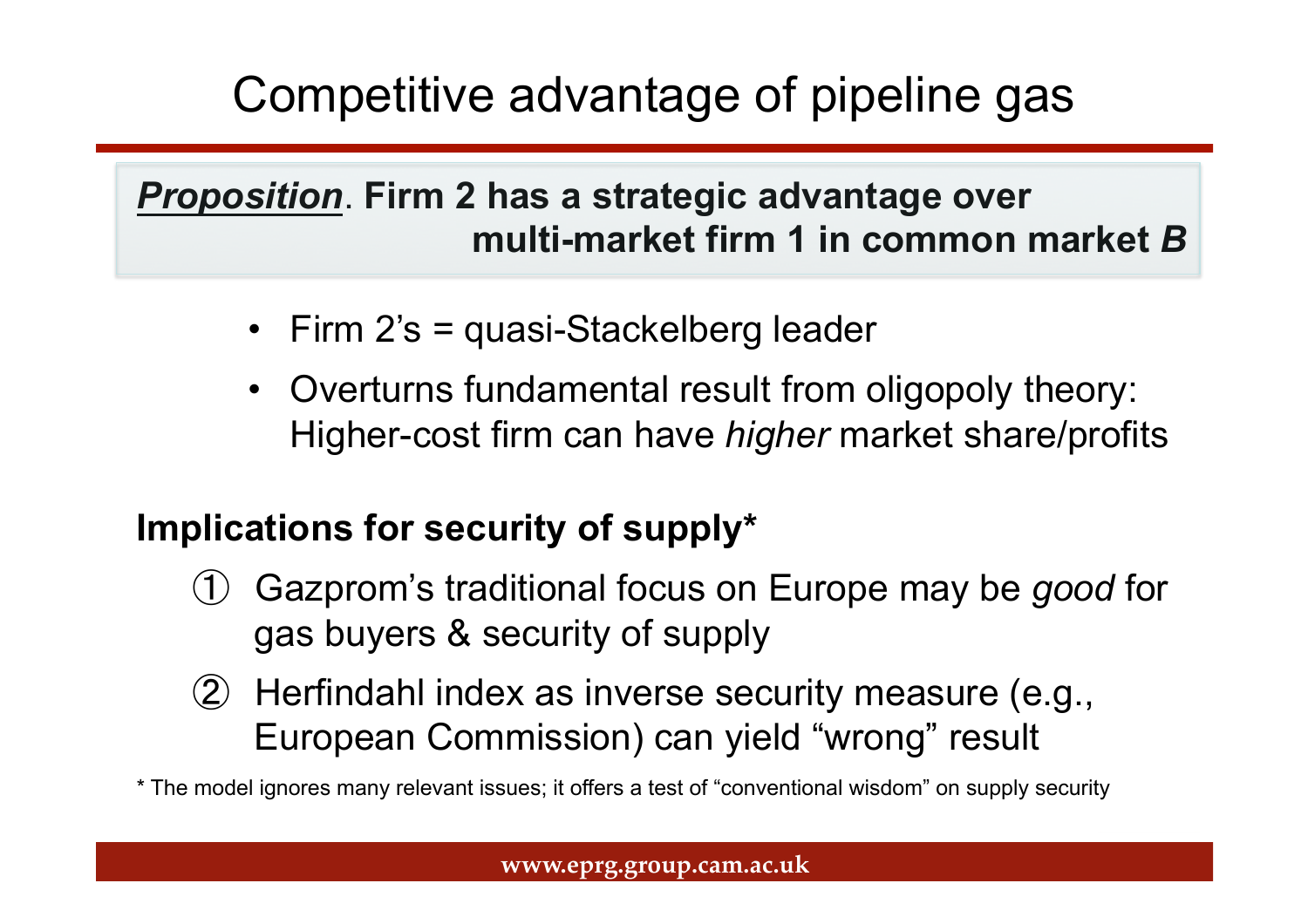# Competitive advantage of pipeline gas

***Proposition***. **Firm 2 has a strategic advantage over multi-market firm 1 in common market *B***

- Firm 2's = quasi-Stackelberg leader
- Overturns fundamental result from oligopoly theory: Higher-cost firm can have *higher* market share/profits

**Implications for security of supply***

① Gazprom's traditional focus on Europe may be *good* for gas buyers & security of supply

② Herfindahl index as inverse security measure (e.g., European Commission) can yield "wrong" result

* The model ignores many relevant issues; it offers a test of "conventional wisdom" on supply security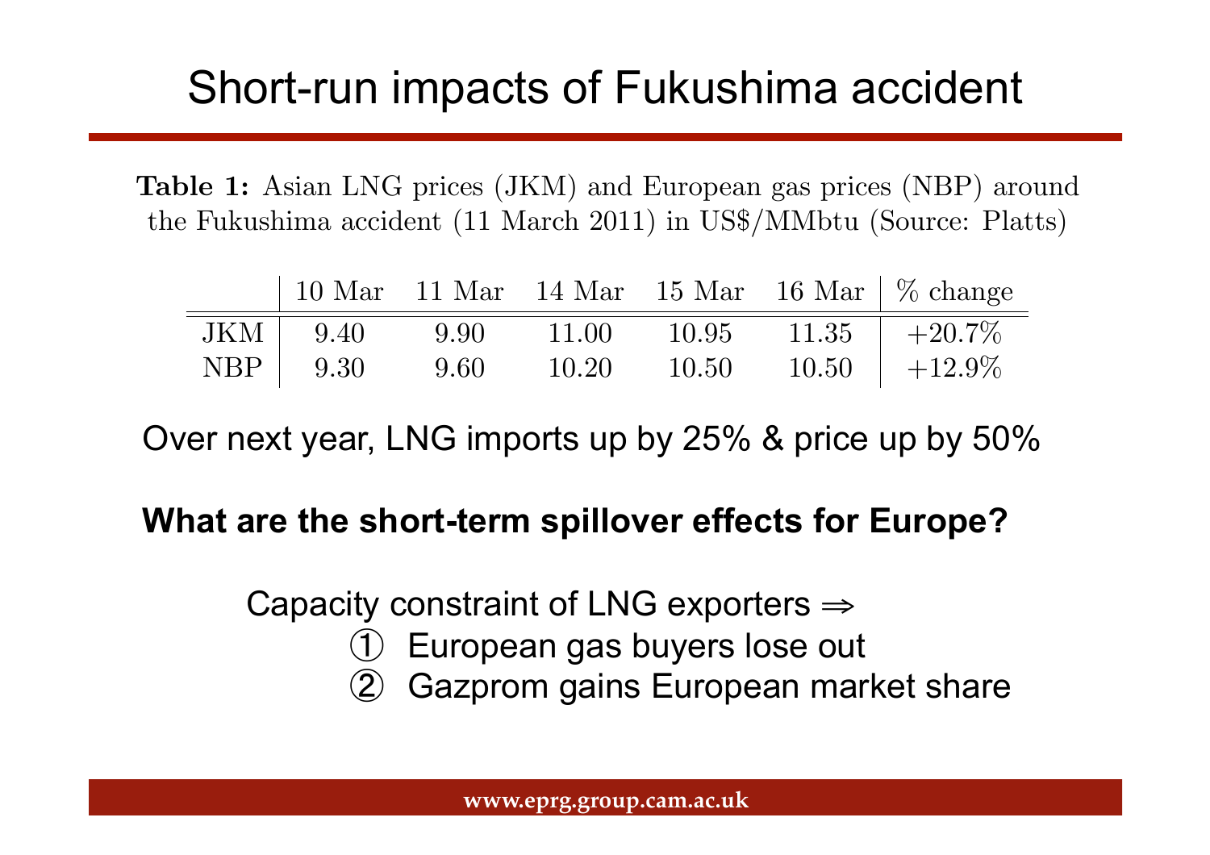# Short-run impacts of Fukushima accident

**Table 1:** Asian LNG prices (JKM) and European gas prices (NBP) around the Fukushima accident (11 March 2011) in US$/MMbtu (Source: Platts)

| | 10 Mar | 11 Mar | 14 Mar | 15 Mar | 16 Mar | % change |
|---|---|---|---|---|---|---|
| JKM | 9.40 | 9.90 | 11.00 | 10.95 | 11.35 | +20.7% |
| NBP | 9.30 | 9.60 | 10.20 | 10.50 | 10.50 | +12.9% |

Over next year, LNG imports up by 25% & price up by 50%

**What are the short-term spillover effects for Europe?**

Capacity constraint of LNG exporters ⇒

1. European gas buyers lose out
2. Gazprom gains European market share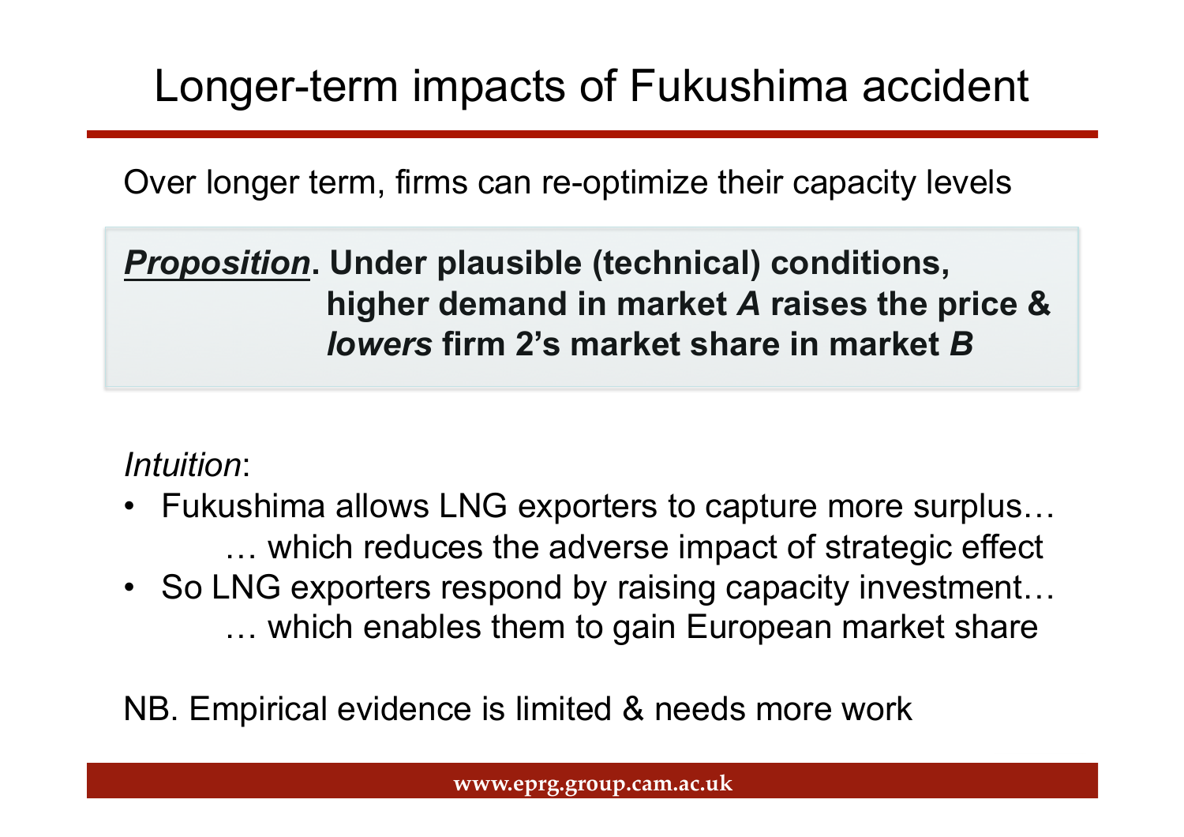# Longer-term impacts of Fukushima accident

Over longer term, firms can re-optimize their capacity levels

> ***Proposition*. Under plausible (technical) conditions, higher demand in market *A* raises the price & *lowers* firm 2's market share in market *B***

*Intuition*:

- Fukushima allows LNG exporters to capture more surplus…
  … which reduces the adverse impact of strategic effect
- So LNG exporters respond by raising capacity investment…
  … which enables them to gain European market share

NB. Empirical evidence is limited & needs more work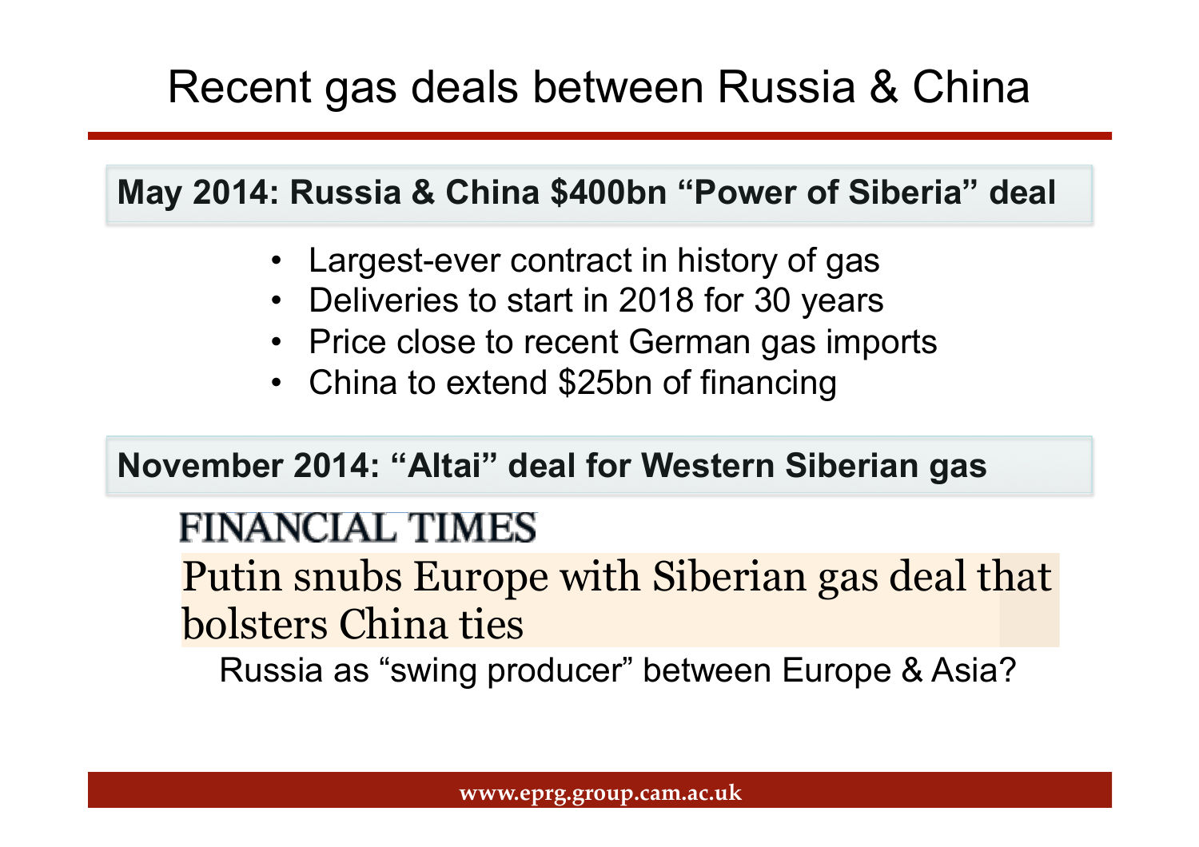# Recent gas deals between Russia & China

**May 2014: Russia & China $400bn "Power of Siberia" deal**

- Largest-ever contract in history of gas
- Deliveries to start in 2018 for 30 years
- Price close to recent German gas imports
- China to extend $25bn of financing

**November 2014: "Altai" deal for Western Siberian gas**

FINANCIAL TIMES

Putin snubs Europe with Siberian gas deal that bolsters China ties

Russia as "swing producer" between Europe & Asia?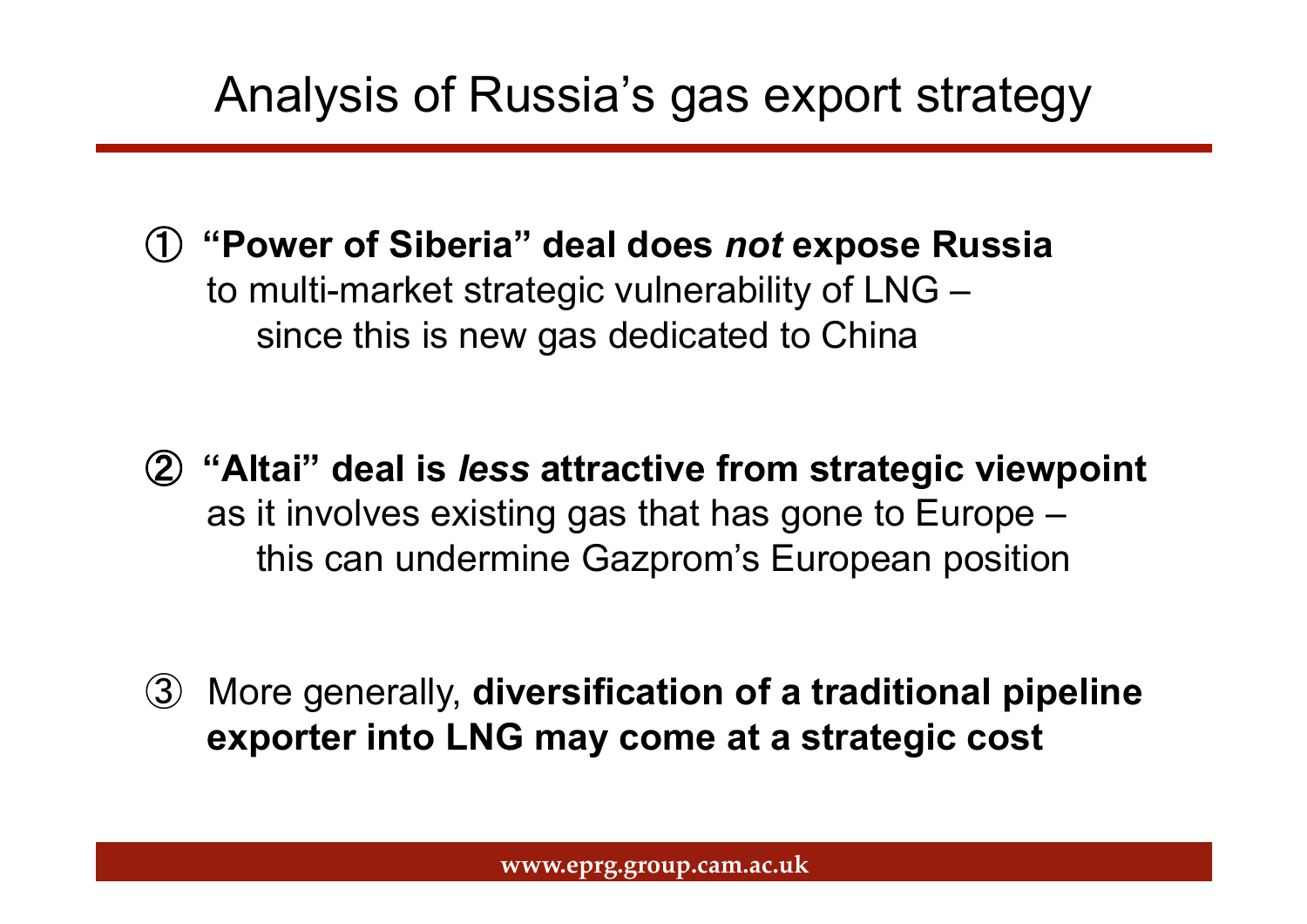# Analysis of Russia's gas export strategy

① **"Power of Siberia" deal does *not* expose Russia** to multi-market strategic vulnerability of LNG – since this is new gas dedicated to China

② **"Altai" deal is *less* attractive from strategic viewpoint** as it involves existing gas that has gone to Europe – this can undermine Gazprom's European position

③ More generally, **diversification of a traditional pipeline exporter into LNG may come at a strategic cost**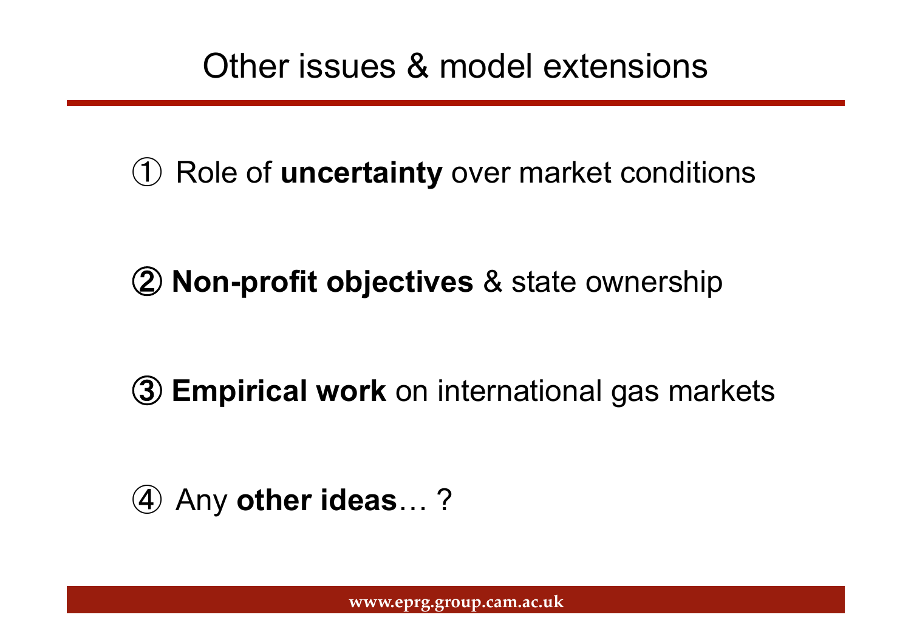# Other issues & model extensions

① Role of **uncertainty** over market conditions

② **Non-profit objectives** & state ownership

③ **Empirical work** on international gas markets

④ Any **other ideas**… ?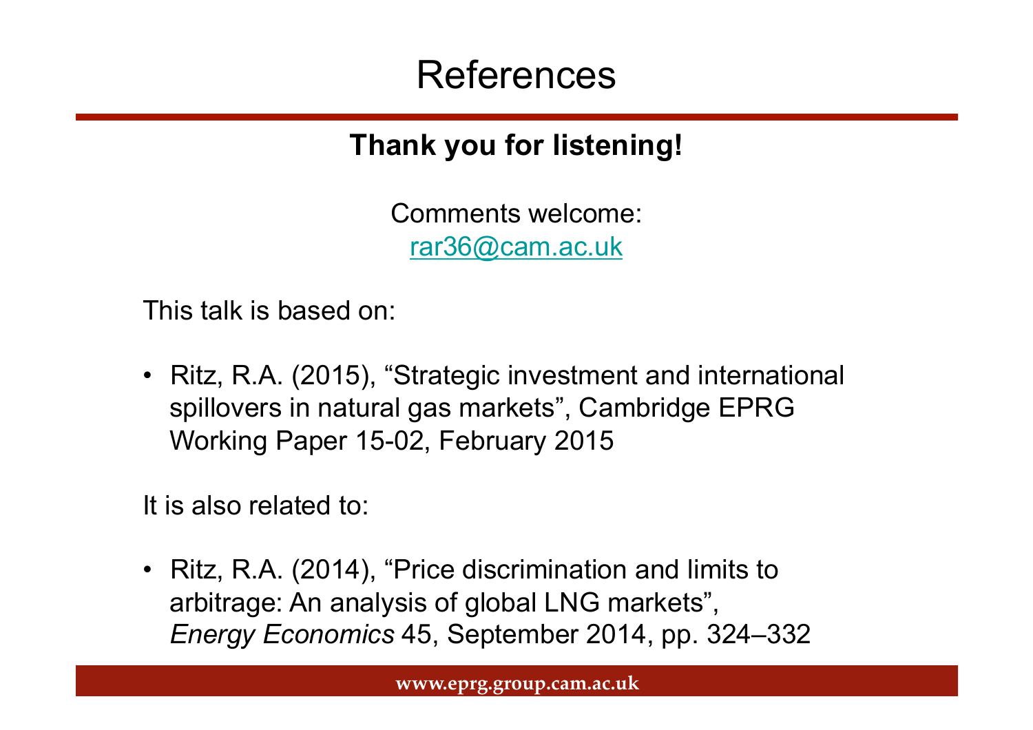# References

**Thank you for listening!**

Comments welcome:
rar36@cam.ac.uk

This talk is based on:

- Ritz, R.A. (2015), "Strategic investment and international spillovers in natural gas markets", Cambridge EPRG Working Paper 15-02, February 2015

It is also related to:

- Ritz, R.A. (2014), "Price discrimination and limits to arbitrage: An analysis of global LNG markets", *Energy Economics* 45, September 2014, pp. 324–332